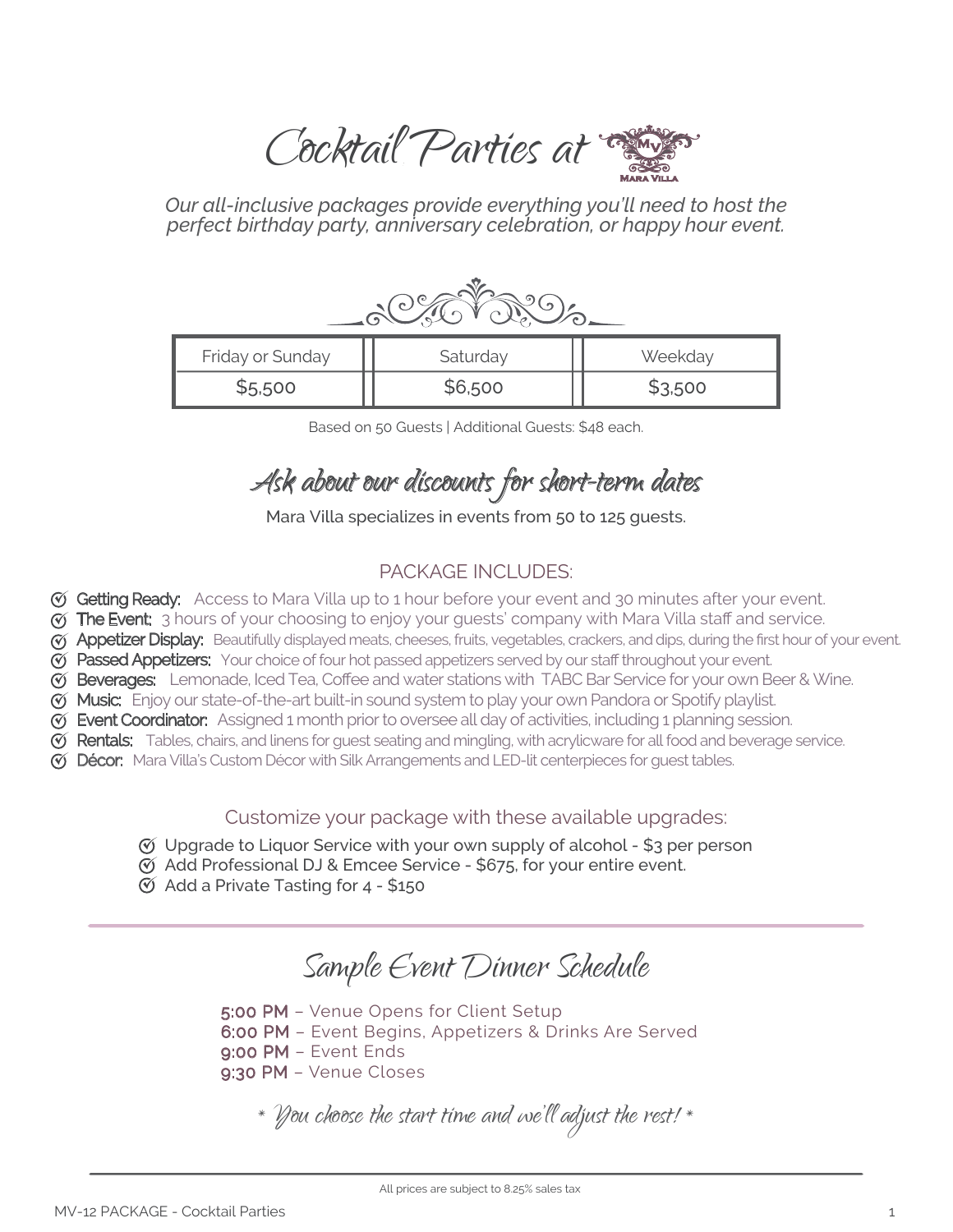# Cocktail Parties at Mara Villa

*Our all-inclusive packages provide everything you'll need to host the perfect birthday party, anniversary celebration, or happy hour event.*

| Friday or Sunday | Saturday | Weekday |
|---|---|---|
| $5,500 | $6,500 | $3,500 |

Based on 50 Guests | Additional Guests: $48 each.

## Ask about our discounts for short-term dates

Mara Villa specializes in events from 50 to 125 guests.

### PACKAGE INCLUDES:

- **Getting Ready:** Access to Mara Villa up to 1 hour before your event and 30 minutes after your event.
- **The Event:** 3 hours of your choosing to enjoy your guests' company with Mara Villa staff and service.
- **Appetizer Display:** Beautifully displayed meats, cheeses, fruits, vegetables, crackers, and dips, during the first hour of your event.
- **Passed Appetizers:** Your choice of four hot passed appetizers served by our staff throughout your event.
- **Beverages:** Lemonade, Iced Tea, Coffee and water stations with TABC Bar Service for your own Beer & Wine.
- **Music:** Enjoy our state-of-the-art built-in sound system to play your own Pandora or Spotify playlist.
- **Event Coordinator:** Assigned 1 month prior to oversee all day of activities, including 1 planning session.
- **Rentals:** Tables, chairs, and linens for guest seating and mingling, with acrylicware for all food and beverage service.
- **Décor:** Mara Villa's Custom Décor with Silk Arrangements and LED-lit centerpieces for guest tables.

### Customize your package with these available upgrades:

- Upgrade to Liquor Service with your own supply of alcohol - $3 per person
- Add Professional DJ & Emcee Service - $675, for your entire event.
- Add a Private Tasting for 4 - $150

## Sample Event Dinner Schedule

**5:00 PM** – Venue Opens for Client Setup
**6:00 PM** – Event Begins, Appetizers & Drinks Are Served
**9:00 PM** – Event Ends
**9:30 PM** – Venue Closes

*\* You choose the start time and we'll adjust the rest! \**

All prices are subject to 8.25% sales tax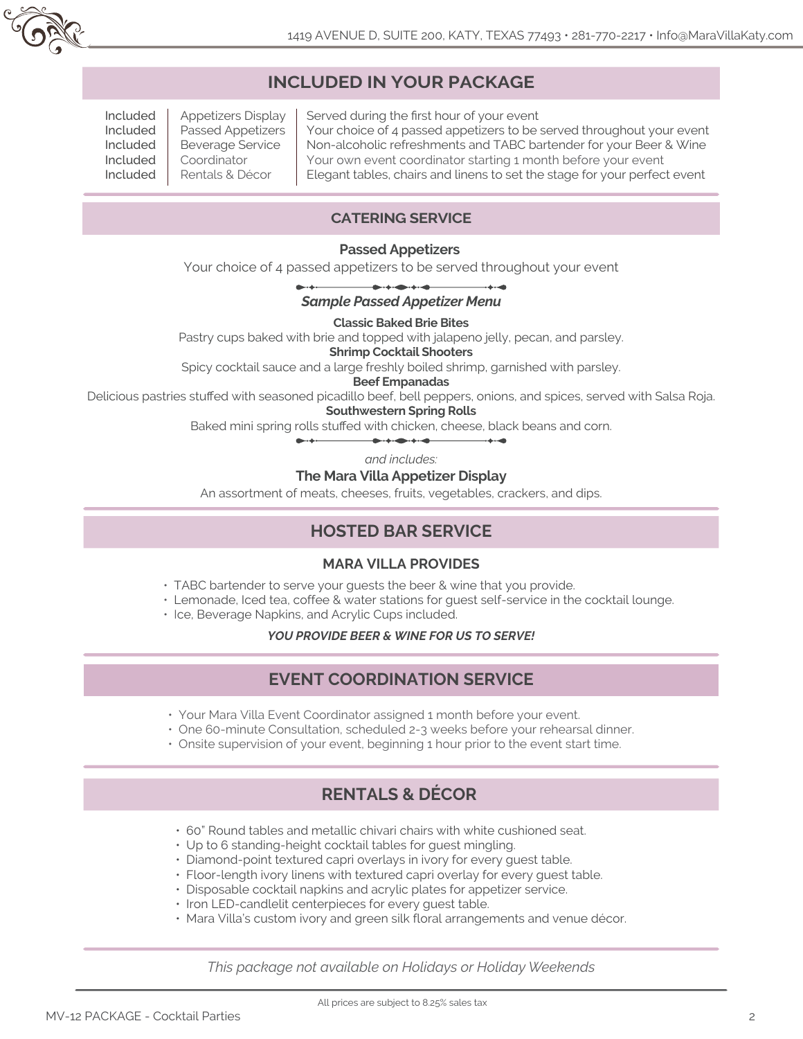## INCLUDED IN YOUR PACKAGE

| | | |
|---|---|---|
| Included | Appetizers Display | Served during the first hour of your event |
| Included | Passed Appetizers | Your choice of 4 passed appetizers to be served throughout your event |
| Included | Beverage Service | Non-alcoholic refreshments and TABC bartender for your Beer & Wine |
| Included | Coordinator | Your own event coordinator starting 1 month before your event |
| Included | Rentals & Décor | Elegant tables, chairs and linens to set the stage for your perfect event |

## CATERING SERVICE

### Passed Appetizers

Your choice of 4 passed appetizers to be served throughout your event

***Sample Passed Appetizer Menu***

**Classic Baked Brie Bites**

Pastry cups baked with brie and topped with jalapeno jelly, pecan, and parsley.

**Shrimp Cocktail Shooters**

Spicy cocktail sauce and a large freshly boiled shrimp, garnished with parsley.

**Beef Empanadas**

Delicious pastries stuffed with seasoned picadillo beef, bell peppers, onions, and spices, served with Salsa Roja.

**Southwestern Spring Rolls**

Baked mini spring rolls stuffed with chicken, cheese, black beans and corn.

*and includes:*

**The Mara Villa Appetizer Display**

An assortment of meats, cheeses, fruits, vegetables, crackers, and dips.

## HOSTED BAR SERVICE

### MARA VILLA PROVIDES

- TABC bartender to serve your guests the beer & wine that you provide.
- Lemonade, Iced tea, coffee & water stations for guest self-service in the cocktail lounge.
- Ice, Beverage Napkins, and Acrylic Cups included.

***YOU PROVIDE BEER & WINE FOR US TO SERVE!***

## EVENT COORDINATION SERVICE

- Your Mara Villa Event Coordinator assigned 1 month before your event.
- One 60-minute Consultation, scheduled 2-3 weeks before your rehearsal dinner.
- Onsite supervision of your event, beginning 1 hour prior to the event start time.

## RENTALS & DÉCOR

- 60" Round tables and metallic chivari chairs with white cushioned seat.
- Up to 6 standing-height cocktail tables for guest mingling.
- Diamond-point textured capri overlays in ivory for every guest table.
- Floor-length ivory linens with textured capri overlay for every guest table.
- Disposable cocktail napkins and acrylic plates for appetizer service.
- Iron LED-candlelit centerpieces for every guest table.
- Mara Villa's custom ivory and green silk floral arrangements and venue décor.

*This package not available on Holidays or Holiday Weekends*

All prices are subject to 8.25% sales tax